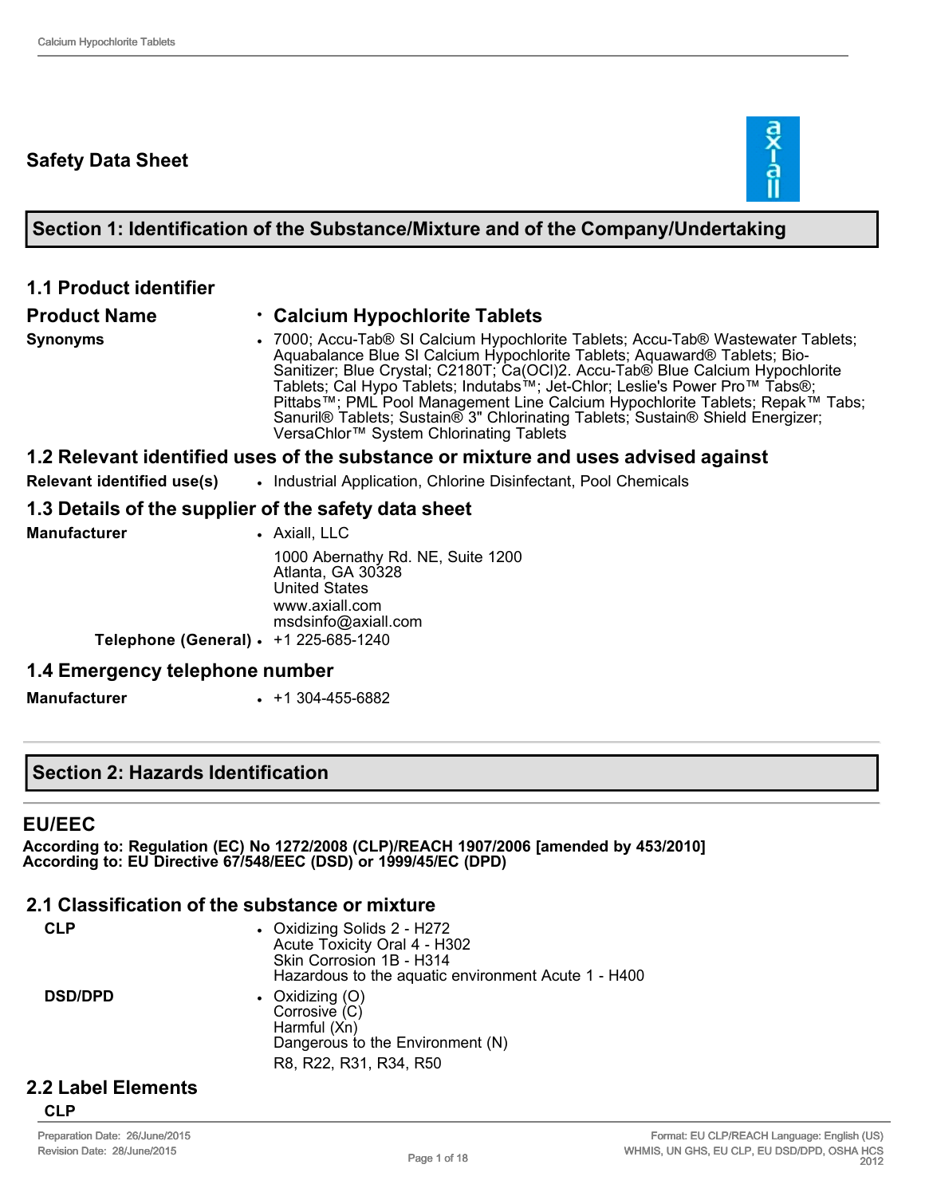# Safety Data Sheet

## Section 1: Identification of the Substance/Mixture and of the Company/Undertaking

### 1.1 Product identifier

**Product Name** • **Calcium Hypochlorite Tablets**

**Synonyms** • 7000; Accu-Tab® SI Calcium Hypochlorite Tablets; Accu-Tab® Wastewater Tablets; Aquabalance Blue SI Calcium Hypochlorite Tablets; Aquaward® Tablets; Bio-Sanitizer; Blue Crystal; C2180T; Ca(OCl)2. Accu-Tab® Blue Calcium Hypochlorite Tablets; Cal Hypo Tablets; Indutabs™; Jet-Chlor; Leslie's Power Pro™ Tabs®; Pittabs™; PML Pool Management Line Calcium Hypochlorite Tablets; Repak™ Tabs; Sanuril® Tablets; Sustain® 3" Chlorinating Tablets; Sustain® Shield Energizer; VersaChlor™ System Chlorinating Tablets

### 1.2 Relevant identified uses of the substance or mixture and uses advised against

**Relevant identified use(s)** • Industrial Application, Chlorine Disinfectant, Pool Chemicals

### 1.3 Details of the supplier of the safety data sheet

**Manufacturer** • Axiall, LLC

1000 Abernathy Rd. NE, Suite 1200
Atlanta, GA 30328
United States
www.axiall.com
msdsinfo@axiall.com

**Telephone (General)** • +1 225-685-1240

### 1.4 Emergency telephone number

**Manufacturer** • +1 304-455-6882

## Section 2: Hazards Identification

### EU/EEC

**According to: Regulation (EC) No 1272/2008 (CLP)/REACH 1907/2006 [amended by 453/2010]**
**According to: EU Directive 67/548/EEC (DSD) or 1999/45/EC (DPD)**

### 2.1 Classification of the substance or mixture

**CLP** • Oxidizing Solids 2 - H272
Acute Toxicity Oral 4 - H302
Skin Corrosion 1B - H314
Hazardous to the aquatic environment Acute 1 - H400

**DSD/DPD** • Oxidizing (O)
Corrosive (C)
Harmful (Xn)
Dangerous to the Environment (N)

R8, R22, R31, R34, R50

### 2.2 Label Elements

**CLP**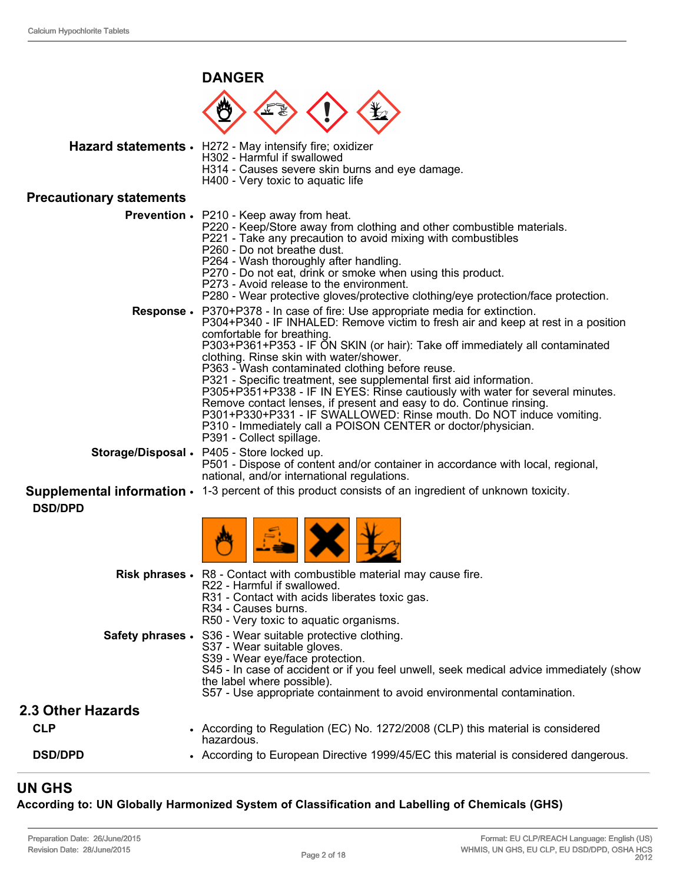**DANGER**

**Hazard statements**
- H272 - May intensify fire; oxidizer
- H302 - Harmful if swallowed
- H314 - Causes severe skin burns and eye damage.
- H400 - Very toxic to aquatic life

**Precautionary statements**

**Prevention**
- P210 - Keep away from heat.
- P220 - Keep/Store away from clothing and other combustible materials.
- P221 - Take any precaution to avoid mixing with combustibles
- P260 - Do not breathe dust.
- P264 - Wash thoroughly after handling.
- P270 - Do not eat, drink or smoke when using this product.
- P273 - Avoid release to the environment.
- P280 - Wear protective gloves/protective clothing/eye protection/face protection.

**Response**
- P370+P378 - In case of fire: Use appropriate media for extinction.
- P304+P340 - IF INHALED: Remove victim to fresh air and keep at rest in a position comfortable for breathing.
- P303+P361+P353 - IF ON SKIN (or hair): Take off immediately all contaminated clothing. Rinse skin with water/shower.
- P363 - Wash contaminated clothing before reuse.
- P321 - Specific treatment, see supplemental first aid information.
- P305+P351+P338 - IF IN EYES: Rinse cautiously with water for several minutes. Remove contact lenses, if present and easy to do. Continue rinsing.
- P301+P330+P331 - IF SWALLOWED: Rinse mouth. Do NOT induce vomiting.
- P310 - Immediately call a POISON CENTER or doctor/physician.
- P391 - Collect spillage.

**Storage/Disposal**
- P405 - Store locked up.
- P501 - Dispose of content and/or container in accordance with local, regional, national, and/or international regulations.

**Supplemental information**
- 1-3 percent of this product consists of an ingredient of unknown toxicity.

**DSD/DPD**

**Risk phrases**
- R8 - Contact with combustible material may cause fire.
- R22 - Harmful if swallowed.
- R31 - Contact with acids liberates toxic gas.
- R34 - Causes burns.
- R50 - Very toxic to aquatic organisms.

**Safety phrases**
- S36 - Wear suitable protective clothing.
- S37 - Wear suitable gloves.
- S39 - Wear eye/face protection.
- S45 - In case of accident or if you feel unwell, seek medical advice immediately (show the label where possible).
- S57 - Use appropriate containment to avoid environmental contamination.

## 2.3 Other Hazards

**CLP**
- According to Regulation (EC) No. 1272/2008 (CLP) this material is considered hazardous.

**DSD/DPD**
- According to European Directive 1999/45/EC this material is considered dangerous.

## UN GHS

**According to: UN Globally Harmonized System of Classification and Labelling of Chemicals (GHS)**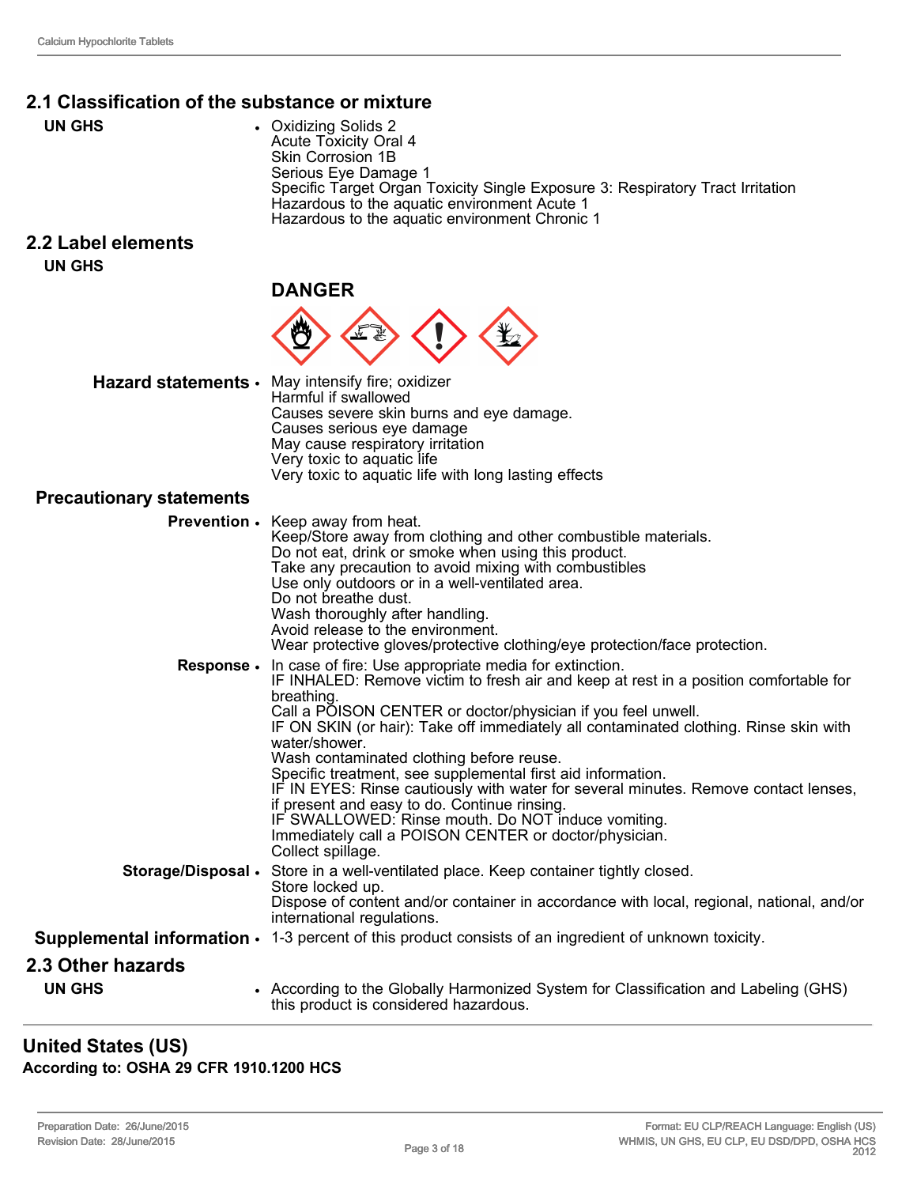## 2.1 Classification of the substance or mixture

**UN GHS**

- Oxidizing Solids 2
  Acute Toxicity Oral 4
  Skin Corrosion 1B
  Serious Eye Damage 1
  Specific Target Organ Toxicity Single Exposure 3: Respiratory Tract Irritation
  Hazardous to the aquatic environment Acute 1
  Hazardous to the aquatic environment Chronic 1

## 2.2 Label elements

**UN GHS**

**DANGER**

**Hazard statements**

- May intensify fire; oxidizer
  Harmful if swallowed
  Causes severe skin burns and eye damage.
  Causes serious eye damage
  May cause respiratory irritation
  Very toxic to aquatic life
  Very toxic to aquatic life with long lasting effects

**Precautionary statements**

**Prevention**

- Keep away from heat.
  Keep/Store away from clothing and other combustible materials.
  Do not eat, drink or smoke when using this product.
  Take any precaution to avoid mixing with combustibles
  Use only outdoors or in a well-ventilated area.
  Do not breathe dust.
  Wash thoroughly after handling.
  Avoid release to the environment.
  Wear protective gloves/protective clothing/eye protection/face protection.

**Response**

- In case of fire: Use appropriate media for extinction.
  IF INHALED: Remove victim to fresh air and keep at rest in a position comfortable for breathing.
  Call a POISON CENTER or doctor/physician if you feel unwell.
  IF ON SKIN (or hair): Take off immediately all contaminated clothing. Rinse skin with water/shower.
  Wash contaminated clothing before reuse.
  Specific treatment, see supplemental first aid information.
  IF IN EYES: Rinse cautiously with water for several minutes. Remove contact lenses, if present and easy to do. Continue rinsing.
  IF SWALLOWED: Rinse mouth. Do NOT induce vomiting.
  Immediately call a POISON CENTER or doctor/physician.
  Collect spillage.

**Storage/Disposal**

- Store in a well-ventilated place. Keep container tightly closed.
  Store locked up.
  Dispose of content and/or container in accordance with local, regional, national, and/or international regulations.

**Supplemental information**

- 1-3 percent of this product consists of an ingredient of unknown toxicity.

## 2.3 Other hazards

**UN GHS**

- According to the Globally Harmonized System for Classification and Labeling (GHS) this product is considered hazardous.

## United States (US)

**According to: OSHA 29 CFR 1910.1200 HCS**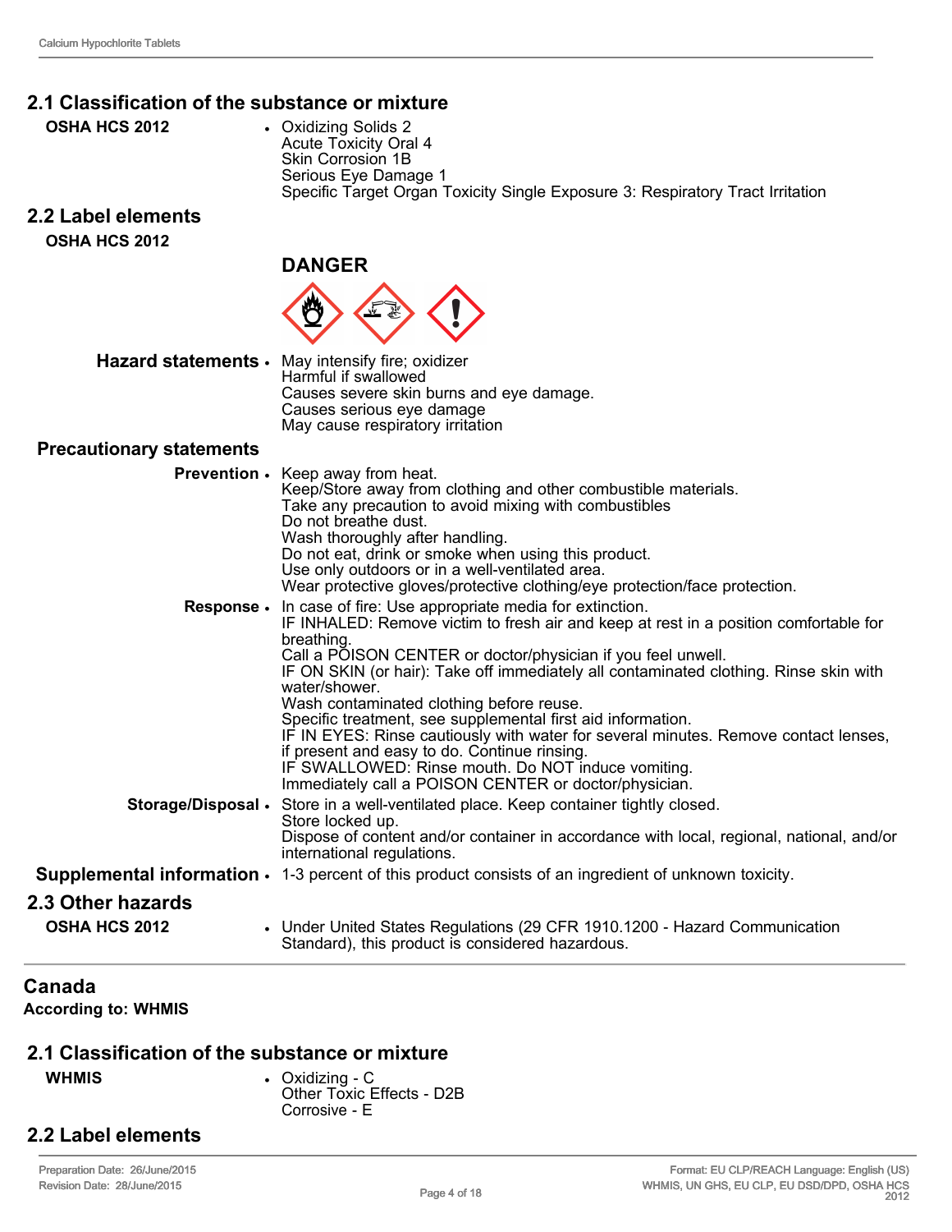## 2.1 Classification of the substance or mixture

**OSHA HCS 2012**

- Oxidizing Solids 2
  Acute Toxicity Oral 4
  Skin Corrosion 1B
  Serious Eye Damage 1
  Specific Target Organ Toxicity Single Exposure 3: Respiratory Tract Irritation

## 2.2 Label elements

**OSHA HCS 2012**

**DANGER**

**Hazard statements**

- May intensify fire; oxidizer
  Harmful if swallowed
  Causes severe skin burns and eye damage.
  Causes serious eye damage
  May cause respiratory irritation

### Precautionary statements

**Prevention**

- Keep away from heat.
  Keep/Store away from clothing and other combustible materials.
  Take any precaution to avoid mixing with combustibles
  Do not breathe dust.
  Wash thoroughly after handling.
  Do not eat, drink or smoke when using this product.
  Use only outdoors or in a well-ventilated area.
  Wear protective gloves/protective clothing/eye protection/face protection.

**Response**

- In case of fire: Use appropriate media for extinction.
  IF INHALED: Remove victim to fresh air and keep at rest in a position comfortable for breathing.
  Call a POISON CENTER or doctor/physician if you feel unwell.
  IF ON SKIN (or hair): Take off immediately all contaminated clothing. Rinse skin with water/shower.
  Wash contaminated clothing before reuse.
  Specific treatment, see supplemental first aid information.
  IF IN EYES: Rinse cautiously with water for several minutes. Remove contact lenses, if present and easy to do. Continue rinsing.
  IF SWALLOWED: Rinse mouth. Do NOT induce vomiting.
  Immediately call a POISON CENTER or doctor/physician.

**Storage/Disposal**

- Store in a well-ventilated place. Keep container tightly closed.
  Store locked up.
  Dispose of content and/or container in accordance with local, regional, national, and/or international regulations.

**Supplemental information**

- 1-3 percent of this product consists of an ingredient of unknown toxicity.

## 2.3 Other hazards

**OSHA HCS 2012**

- Under United States Regulations (29 CFR 1910.1200 - Hazard Communication Standard), this product is considered hazardous.

## Canada

**According to: WHMIS**

## 2.1 Classification of the substance or mixture

**WHMIS**

- Oxidizing - C
  Other Toxic Effects - D2B
  Corrosive - E

## 2.2 Label elements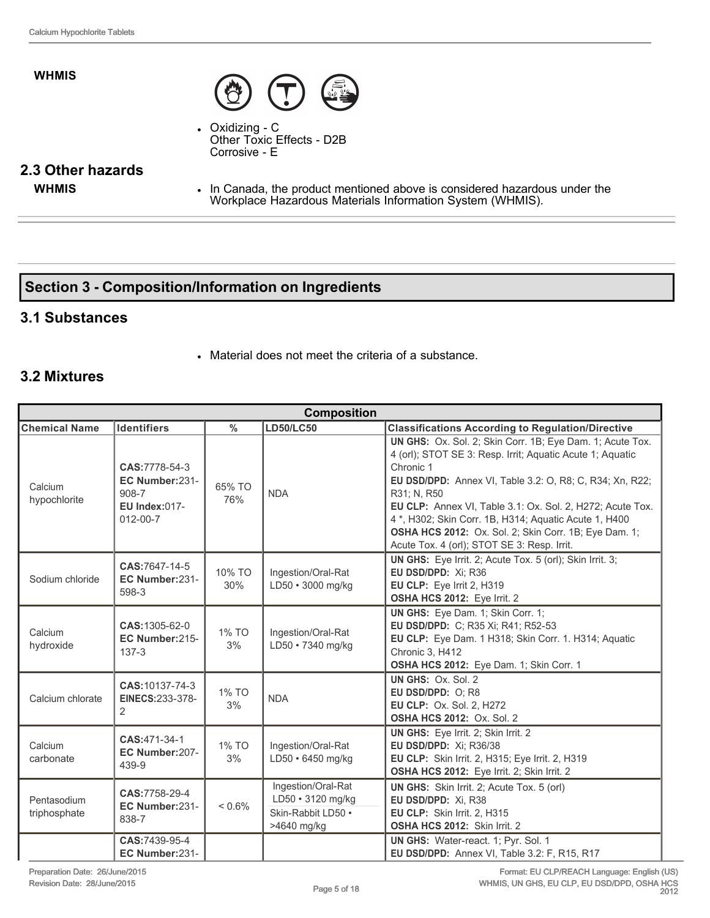**WHMIS**

- Oxidizing - C
  Other Toxic Effects - D2B
  Corrosive - E

## 2.3 Other hazards

**WHMIS**

- In Canada, the product mentioned above is considered hazardous under the Workplace Hazardous Materials Information System (WHMIS).

# Section 3 - Composition/Information on Ingredients

## 3.1 Substances

- Material does not meet the criteria of a substance.

## 3.2 Mixtures

| Composition | | | | |
|---|---|---|---|---|
| **Chemical Name** | **Identifiers** | **%** | **LD50/LC50** | **Classifications According to Regulation/Directive** |
| Calcium hypochlorite | **CAS:**7778-54-3 **EC Number:**231-908-7 **EU Index:**017-012-00-7 | 65% TO 76% | NDA | **UN GHS:** Ox. Sol. 2; Skin Corr. 1B; Eye Dam. 1; Acute Tox. 4 (orl); STOT SE 3: Resp. Irrit; Aquatic Acute 1; Aquatic Chronic 1 **EU DSD/DPD:** Annex VI, Table 3.2: O, R8; C, R34; Xn, R22; R31; N, R50 **EU CLP:** Annex VI, Table 3.1: Ox. Sol. 2, H272; Acute Tox. 4 *, H302; Skin Corr. 1B, H314; Aquatic Acute 1, H400 **OSHA HCS 2012:** Ox. Sol. 2; Skin Corr. 1B; Eye Dam. 1; Acute Tox. 4 (orl); STOT SE 3: Resp. Irrit. |
| Sodium chloride | **CAS:**7647-14-5 **EC Number:**231-598-3 | 10% TO 30% | Ingestion/Oral-Rat LD50 • 3000 mg/kg | **UN GHS:** Eye Irrit. 2; Acute Tox. 5 (orl); Skin Irrit. 3; **EU DSD/DPD:** Xi; R36 **EU CLP:** Eye Irrit 2, H319 **OSHA HCS 2012:** Eye Irrit. 2 |
| Calcium hydroxide | **CAS:**1305-62-0 **EC Number:**215-137-3 | 1% TO 3% | Ingestion/Oral-Rat LD50 • 7340 mg/kg | **UN GHS:** Eye Dam. 1; Skin Corr. 1; **EU DSD/DPD:** C; R35 Xi; R41; R52-53 **EU CLP:** Eye Dam. 1 H318; Skin Corr. 1. H314; Aquatic Chronic 3, H412 **OSHA HCS 2012:** Eye Dam. 1; Skin Corr. 1 |
| Calcium chlorate | **CAS:**10137-74-3 **EINECS:**233-378-2 | 1% TO 3% | NDA | **UN GHS:** Ox. Sol. 2 **EU DSD/DPD:** O; R8 **EU CLP:** Ox. Sol. 2, H272 **OSHA HCS 2012:** Ox. Sol. 2 |
| Calcium carbonate | **CAS:**471-34-1 **EC Number:**207-439-9 | 1% TO 3% | Ingestion/Oral-Rat LD50 • 6450 mg/kg | **UN GHS:** Eye Irrit. 2; Skin Irrit. 2 **EU DSD/DPD:** Xi; R36/38 **EU CLP:** Skin Irrit. 2, H315; Eye Irrit. 2, H319 **OSHA HCS 2012:** Eye Irrit. 2; Skin Irrit. 2 |
| Pentasodium triphosphate | **CAS:**7758-29-4 **EC Number:**231-838-7 | < 0.6% | Ingestion/Oral-Rat LD50 • 3120 mg/kg Skin-Rabbit LD50 • >4640 mg/kg | **UN GHS:** Skin Irrit. 2; Acute Tox. 5 (orl) **EU DSD/DPD:** Xi, R38 **EU CLP:** Skin Irrit. 2, H315 **OSHA HCS 2012:** Skin Irrit. 2 |
| | **CAS:**7439-95-4 **EC Number:**231- | | | **UN GHS:** Water-react. 1; Pyr. Sol. 1 **EU DSD/DPD:** Annex VI, Table 3.2: F, R15, R17 |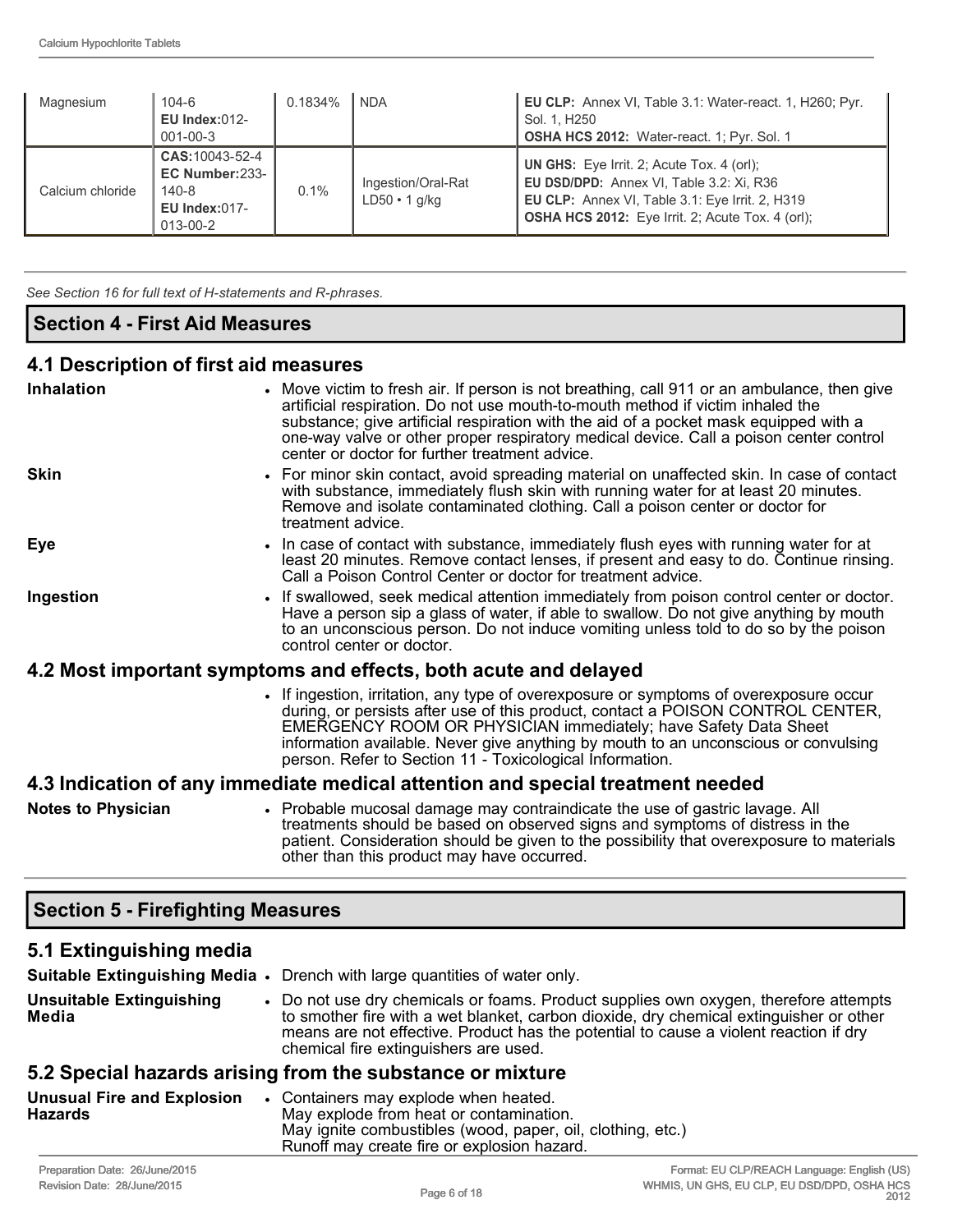| Magnesium | 104-6<br>**EU Index:**012-001-00-3 | 0.1834% | NDA | **EU CLP:** Annex VI, Table 3.1: Water-react. 1, H260; Pyr. Sol. 1, H250<br>**OSHA HCS 2012:** Water-react. 1; Pyr. Sol. 1 |
|---|---|---|---|---|
| Calcium chloride | **CAS:**10043-52-4<br>**EC Number:**233-140-8<br>**EU Index:**017-013-00-2 | 0.1% | Ingestion/Oral-Rat LD50 • 1 g/kg | **UN GHS:** Eye Irrit. 2; Acute Tox. 4 (orl);<br>**EU DSD/DPD:** Annex VI, Table 3.2: Xi, R36<br>**EU CLP:** Annex VI, Table 3.1: Eye Irrit. 2, H319<br>**OSHA HCS 2012:** Eye Irrit. 2; Acute Tox. 4 (orl); |

*See Section 16 for full text of H-statements and R-phrases.*

## Section 4 - First Aid Measures

### 4.1 Description of first aid measures

**Inhalation**
- Move victim to fresh air. If person is not breathing, call 911 or an ambulance, then give artificial respiration. Do not use mouth-to-mouth method if victim inhaled the substance; give artificial respiration with the aid of a pocket mask equipped with a one-way valve or other proper respiratory medical device. Call a poison center control center or doctor for further treatment advice.

**Skin**
- For minor skin contact, avoid spreading material on unaffected skin. In case of contact with substance, immediately flush skin with running water for at least 20 minutes. Remove and isolate contaminated clothing. Call a poison center or doctor for treatment advice.

**Eye**
- In case of contact with substance, immediately flush eyes with running water for at least 20 minutes. Remove contact lenses, if present and easy to do. Continue rinsing. Call a Poison Control Center or doctor for treatment advice.

**Ingestion**
- If swallowed, seek medical attention immediately from poison control center or doctor. Have a person sip a glass of water, if able to swallow. Do not give anything by mouth to an unconscious person. Do not induce vomiting unless told to do so by the poison control center or doctor.

### 4.2 Most important symptoms and effects, both acute and delayed

- If ingestion, irritation, any type of overexposure or symptoms of overexposure occur during, or persists after use of this product, contact a POISON CONTROL CENTER, EMERGENCY ROOM OR PHYSICIAN immediately; have Safety Data Sheet information available. Never give anything by mouth to an unconscious or convulsing person. Refer to Section 11 - Toxicological Information.

### 4.3 Indication of any immediate medical attention and special treatment needed

**Notes to Physician**
- Probable mucosal damage may contraindicate the use of gastric lavage. All treatments should be based on observed signs and symptoms of distress in the patient. Consideration should be given to the possibility that overexposure to materials other than this product may have occurred.

## Section 5 - Firefighting Measures

### 5.1 Extinguishing media

**Suitable Extinguishing Media**
- Drench with large quantities of water only.

**Unsuitable Extinguishing Media**
- Do not use dry chemicals or foams. Product supplies own oxygen, therefore attempts to smother fire with a wet blanket, carbon dioxide, dry chemical extinguisher or other means are not effective. Product has the potential to cause a violent reaction if dry chemical fire extinguishers are used.

### 5.2 Special hazards arising from the substance or mixture

**Unusual Fire and Explosion Hazards**
- Containers may explode when heated.
  May explode from heat or contamination.
  May ignite combustibles (wood, paper, oil, clothing, etc.)
  Runoff may create fire or explosion hazard.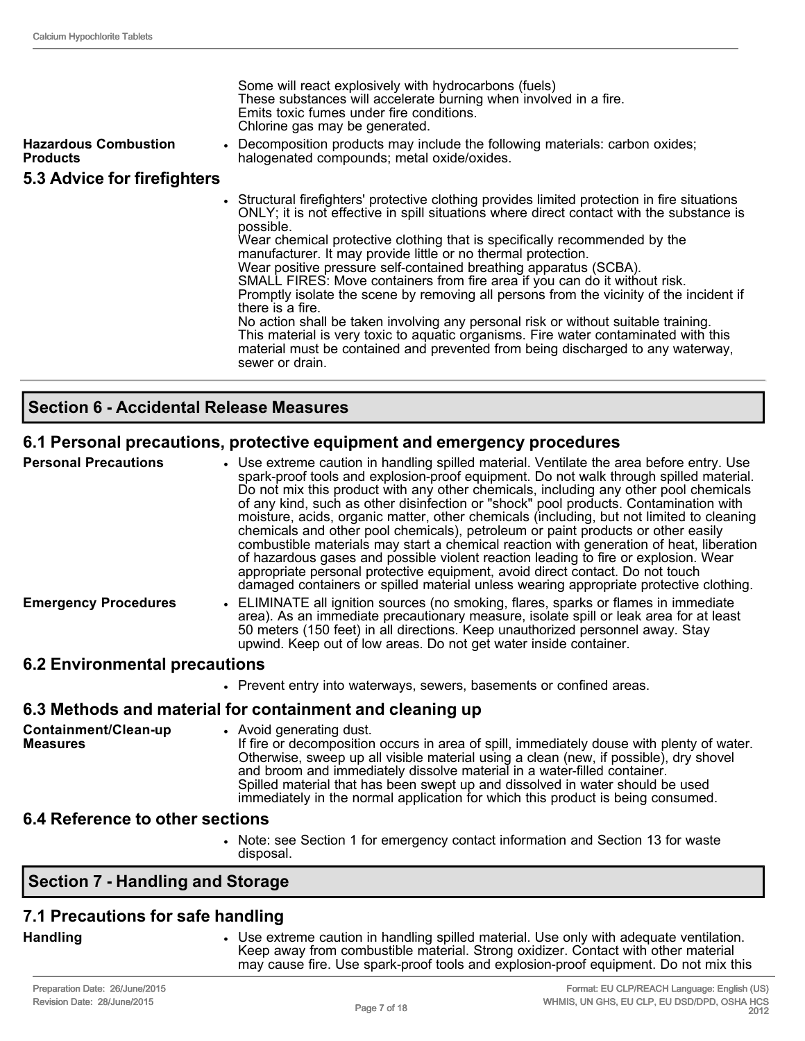Some will react explosively with hydrocarbons (fuels)
These substances will accelerate burning when involved in a fire.
Emits toxic fumes under fire conditions.
Chlorine gas may be generated.

**Hazardous Combustion Products**
- Decomposition products may include the following materials: carbon oxides; halogenated compounds; metal oxide/oxides.

### 5.3 Advice for firefighters

- Structural firefighters' protective clothing provides limited protection in fire situations ONLY; it is not effective in spill situations where direct contact with the substance is possible.
  Wear chemical protective clothing that is specifically recommended by the manufacturer. It may provide little or no thermal protection.
  Wear positive pressure self-contained breathing apparatus (SCBA).
  SMALL FIRES: Move containers from fire area if you can do it without risk.
  Promptly isolate the scene by removing all persons from the vicinity of the incident if there is a fire.
  No action shall be taken involving any personal risk or without suitable training.
  This material is very toxic to aquatic organisms. Fire water contaminated with this material must be contained and prevented from being discharged to any waterway, sewer or drain.

## Section 6 - Accidental Release Measures

### 6.1 Personal precautions, protective equipment and emergency procedures

**Personal Precautions**
- Use extreme caution in handling spilled material. Ventilate the area before entry. Use spark-proof tools and explosion-proof equipment. Do not walk through spilled material. Do not mix this product with any other chemicals, including any other pool chemicals of any kind, such as other disinfection or "shock" pool products. Contamination with moisture, acids, organic matter, other chemicals (including, but not limited to cleaning chemicals and other pool chemicals), petroleum or paint products or other easily combustible materials may start a chemical reaction with generation of heat, liberation of hazardous gases and possible violent reaction leading to fire or explosion. Wear appropriate personal protective equipment, avoid direct contact. Do not touch damaged containers or spilled material unless wearing appropriate protective clothing.

**Emergency Procedures**
- ELIMINATE all ignition sources (no smoking, flares, sparks or flames in immediate area). As an immediate precautionary measure, isolate spill or leak area for at least 50 meters (150 feet) in all directions. Keep unauthorized personnel away. Stay upwind. Keep out of low areas. Do not get water inside container.

### 6.2 Environmental precautions

- Prevent entry into waterways, sewers, basements or confined areas.

### 6.3 Methods and material for containment and cleaning up

**Containment/Clean-up Measures**
- Avoid generating dust.
  If fire or decomposition occurs in area of spill, immediately douse with plenty of water. Otherwise, sweep up all visible material using a clean (new, if possible), dry shovel and broom and immediately dissolve material in a water-filled container.
  Spilled material that has been swept up and dissolved in water should be used immediately in the normal application for which this product is being consumed.

### 6.4 Reference to other sections

- Note: see Section 1 for emergency contact information and Section 13 for waste disposal.

## Section 7 - Handling and Storage

### 7.1 Precautions for safe handling

**Handling**
- Use extreme caution in handling spilled material. Use only with adequate ventilation. Keep away from combustible material. Strong oxidizer. Contact with other material may cause fire. Use spark-proof tools and explosion-proof equipment. Do not mix this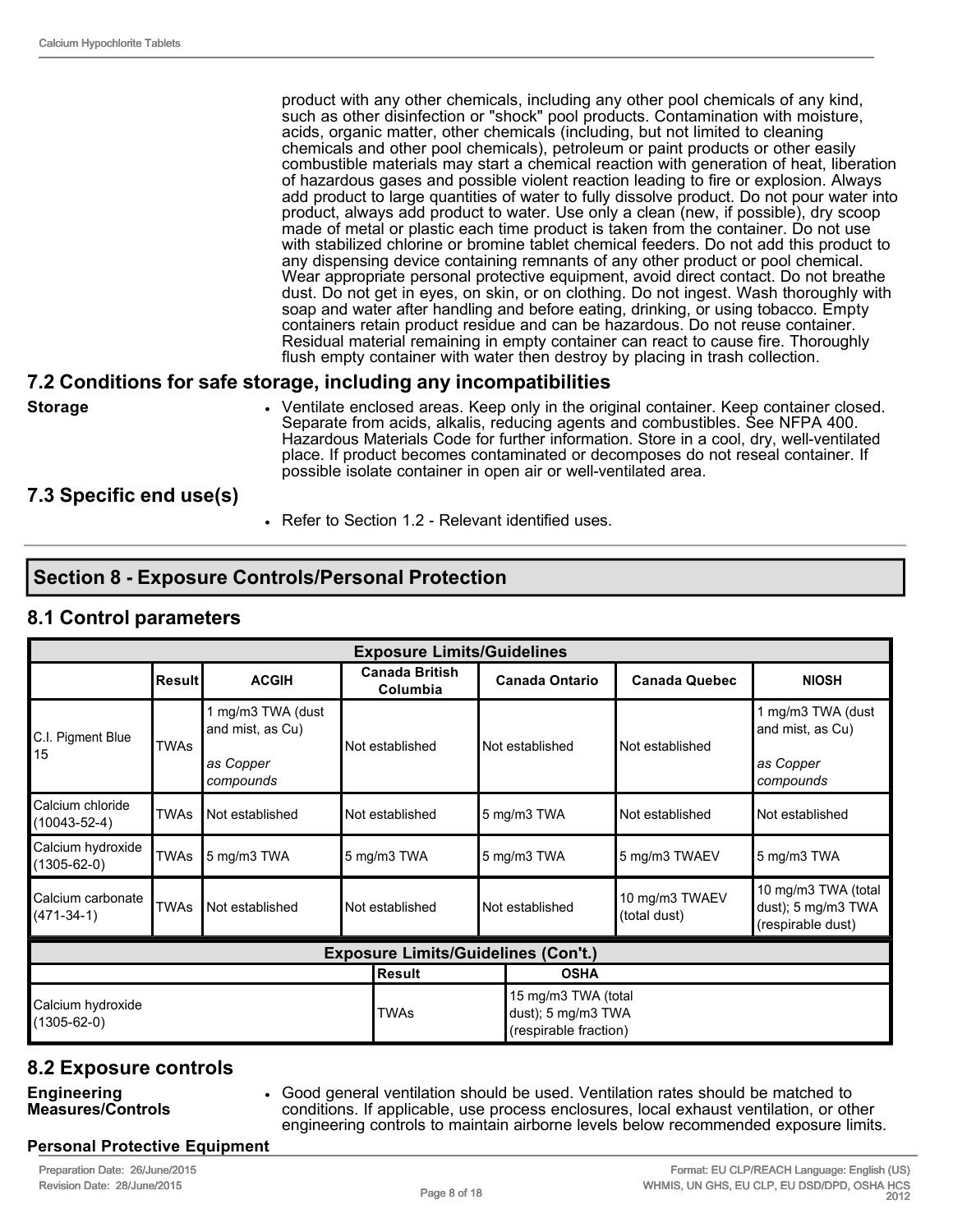product with any other chemicals, including any other pool chemicals of any kind, such as other disinfection or "shock" pool products. Contamination with moisture, acids, organic matter, other chemicals (including, but not limited to cleaning chemicals and other pool chemicals), petroleum or paint products or other easily combustible materials may start a chemical reaction with generation of heat, liberation of hazardous gases and possible violent reaction leading to fire or explosion. Always add product to large quantities of water to fully dissolve product. Do not pour water into product, always add product to water. Use only a clean (new, if possible), dry scoop made of metal or plastic each time product is taken from the container. Do not use with stabilized chlorine or bromine tablet chemical feeders. Do not add this product to any dispensing device containing remnants of any other product or pool chemical. Wear appropriate personal protective equipment, avoid direct contact. Do not breathe dust. Do not get in eyes, on skin, or on clothing. Do not ingest. Wash thoroughly with soap and water after handling and before eating, drinking, or using tobacco. Empty containers retain product residue and can be hazardous. Do not reuse container. Residual material remaining in empty container can react to cause fire. Thoroughly flush empty container with water then destroy by placing in trash collection.

## 7.2 Conditions for safe storage, including any incompatibilities

**Storage**

- Ventilate enclosed areas. Keep only in the original container. Keep container closed. Separate from acids, alkalis, reducing agents and combustibles. See NFPA 400. Hazardous Materials Code for further information. Store in a cool, dry, well-ventilated place. If product becomes contaminated or decomposes do not reseal container. If possible isolate container in open air or well-ventilated area.

## 7.3 Specific end use(s)

- Refer to Section 1.2 - Relevant identified uses.

# Section 8 - Exposure Controls/Personal Protection

## 8.1 Control parameters

| Exposure Limits/Guidelines | | | | | | |
|---|---|---|---|---|---|---|
| | Result | ACGIH | Canada British Columbia | Canada Ontario | Canada Quebec | NIOSH |
| C.I. Pigment Blue 15 | TWAs | 1 mg/m3 TWA (dust and mist, as Cu) *as Copper compounds* | Not established | Not established | Not established | 1 mg/m3 TWA (dust and mist, as Cu) *as Copper compounds* |
| Calcium chloride (10043-52-4) | TWAs | Not established | Not established | 5 mg/m3 TWA | Not established | Not established |
| Calcium hydroxide (1305-62-0) | TWAs | 5 mg/m3 TWA | 5 mg/m3 TWA | 5 mg/m3 TWA | 5 mg/m3 TWAEV | 5 mg/m3 TWA |
| Calcium carbonate (471-34-1) | TWAs | Not established | Not established | Not established | 10 mg/m3 TWAEV (total dust) | 10 mg/m3 TWA (total dust); 5 mg/m3 TWA (respirable dust) |

| Exposure Limits/Guidelines (Con't.) | | |
|---|---|---|
| | Result | OSHA |
| Calcium hydroxide (1305-62-0) | TWAs | 15 mg/m3 TWA (total dust); 5 mg/m3 TWA (respirable fraction) |

## 8.2 Exposure controls

**Engineering Measures/Controls**

- Good general ventilation should be used. Ventilation rates should be matched to conditions. If applicable, use process enclosures, local exhaust ventilation, or other engineering controls to maintain airborne levels below recommended exposure limits.

**Personal Protective Equipment**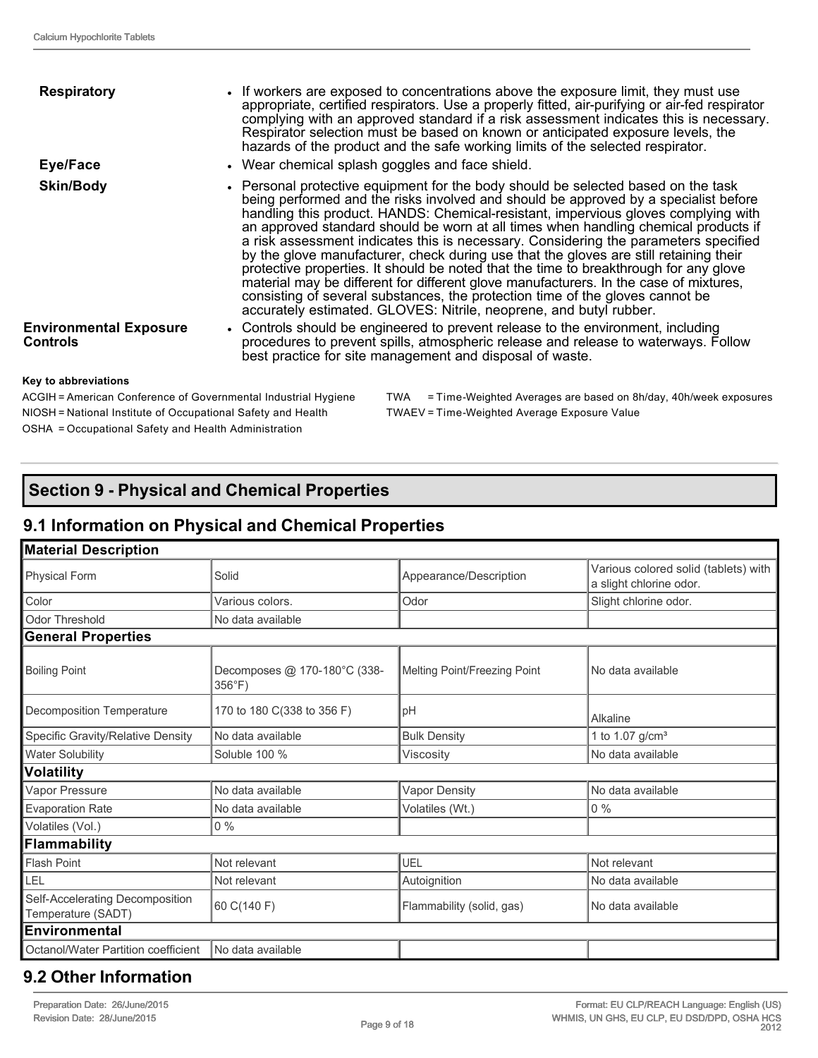| | |
|---|---|
| **Respiratory** | • If workers are exposed to concentrations above the exposure limit, they must use appropriate, certified respirators. Use a properly fitted, air-purifying or air-fed respirator complying with an approved standard if a risk assessment indicates this is necessary. Respirator selection must be based on known or anticipated exposure levels, the hazards of the product and the safe working limits of the selected respirator. |
| **Eye/Face** | • Wear chemical splash goggles and face shield. |
| **Skin/Body** | • Personal protective equipment for the body should be selected based on the task being performed and the risks involved and should be approved by a specialist before handling this product. HANDS: Chemical-resistant, impervious gloves complying with an approved standard should be worn at all times when handling chemical products if a risk assessment indicates this is necessary. Considering the parameters specified by the glove manufacturer, check during use that the gloves are still retaining their protective properties. It should be noted that the time to breakthrough for any glove material may be different for different glove manufacturers. In the case of mixtures, consisting of several substances, the protection time of the gloves cannot be accurately estimated. GLOVES: Nitrile, neoprene, and butyl rubber. |
| **Environmental Exposure Controls** | • Controls should be engineered to prevent release to the environment, including procedures to prevent spills, atmospheric release and release to waterways. Follow best practice for site management and disposal of waste. |

**Key to abbreviations**

ACGIH = American Conference of Governmental Industrial Hygiene
NIOSH = National Institute of Occupational Safety and Health
OSHA = Occupational Safety and Health Administration
TWA = Time-Weighted Averages are based on 8h/day, 40h/week exposures
TWAEV = Time-Weighted Average Exposure Value

## Section 9 - Physical and Chemical Properties

### 9.1 Information on Physical and Chemical Properties

| **Material Description** | | | |
|---|---|---|---|
| Physical Form | Solid | Appearance/Description | Various colored solid (tablets) with a slight chlorine odor. |
| Color | Various colors. | Odor | Slight chlorine odor. |
| Odor Threshold | No data available | | |
| **General Properties** | | | |
| Boiling Point | Decomposes @ 170-180°C (338-356°F) | Melting Point/Freezing Point | No data available |
| Decomposition Temperature | 170 to 180 C(338 to 356 F) | pH | Alkaline |
| Specific Gravity/Relative Density | No data available | Bulk Density | 1 to 1.07 g/cm³ |
| Water Solubility | Soluble 100 % | Viscosity | No data available |
| **Volatility** | | | |
| Vapor Pressure | No data available | Vapor Density | No data available |
| Evaporation Rate | No data available | Volatiles (Wt.) | 0 % |
| Volatiles (Vol.) | 0 % | | |
| **Flammability** | | | |
| Flash Point | Not relevant | UEL | Not relevant |
| LEL | Not relevant | Autoignition | No data available |
| Self-Accelerating Decomposition Temperature (SADT) | 60 C(140 F) | Flammability (solid, gas) | No data available |
| **Environmental** | | | |
| Octanol/Water Partition coefficient | No data available | | |

### 9.2 Other Information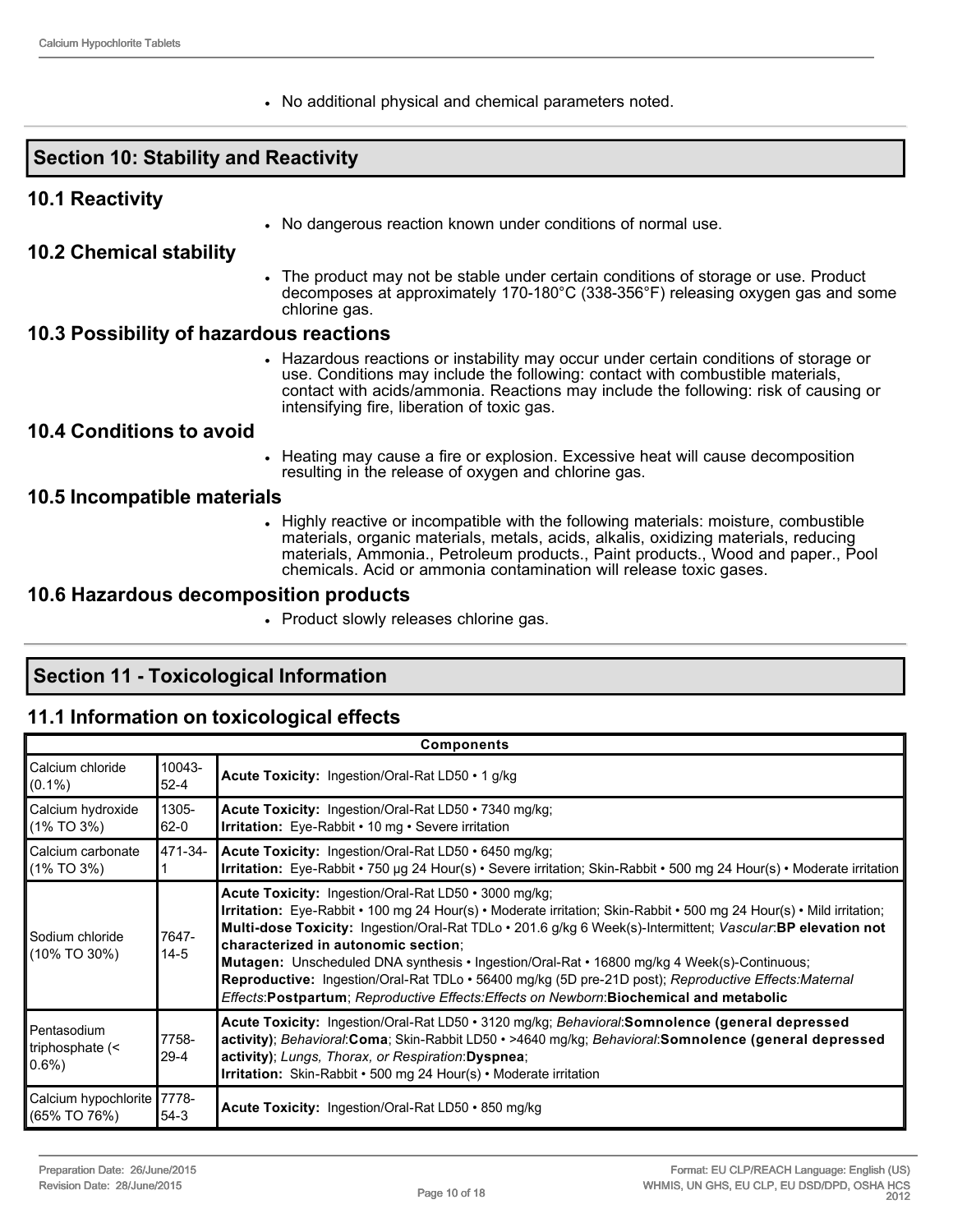- No additional physical and chemical parameters noted.

## Section 10: Stability and Reactivity

### 10.1 Reactivity

- No dangerous reaction known under conditions of normal use.

### 10.2 Chemical stability

- The product may not be stable under certain conditions of storage or use. Product decomposes at approximately 170-180°C (338-356°F) releasing oxygen gas and some chlorine gas.

### 10.3 Possibility of hazardous reactions

- Hazardous reactions or instability may occur under certain conditions of storage or use. Conditions may include the following: contact with combustible materials, contact with acids/ammonia. Reactions may include the following: risk of causing or intensifying fire, liberation of toxic gas.

### 10.4 Conditions to avoid

- Heating may cause a fire or explosion. Excessive heat will cause decomposition resulting in the release of oxygen and chlorine gas.

### 10.5 Incompatible materials

- Highly reactive or incompatible with the following materials: moisture, combustible materials, organic materials, metals, acids, alkalis, oxidizing materials, reducing materials, Ammonia., Petroleum products., Paint products., Wood and paper., Pool chemicals. Acid or ammonia contamination will release toxic gases.

### 10.6 Hazardous decomposition products

- Product slowly releases chlorine gas.

## Section 11 - Toxicological Information

### 11.1 Information on toxicological effects

| Components | | |
|---|---|---|
| Calcium chloride (0.1%) | 10043-52-4 | **Acute Toxicity:** Ingestion/Oral-Rat LD50 • 1 g/kg |
| Calcium hydroxide (1% TO 3%) | 1305-62-0 | **Acute Toxicity:** Ingestion/Oral-Rat LD50 • 7340 mg/kg; **Irritation:** Eye-Rabbit • 10 mg • Severe irritation |
| Calcium carbonate (1% TO 3%) | 471-34-1 | **Acute Toxicity:** Ingestion/Oral-Rat LD50 • 6450 mg/kg; **Irritation:** Eye-Rabbit • 750 µg 24 Hour(s) • Severe irritation; Skin-Rabbit • 500 mg 24 Hour(s) • Moderate irritation |
| Sodium chloride (10% TO 30%) | 7647-14-5 | **Acute Toxicity:** Ingestion/Oral-Rat LD50 • 3000 mg/kg; **Irritation:** Eye-Rabbit • 100 mg 24 Hour(s) • Moderate irritation; Skin-Rabbit • 500 mg 24 Hour(s) • Mild irritation; **Multi-dose Toxicity:** Ingestion/Oral-Rat TDLo • 201.6 g/kg 6 Week(s)-Intermittent; *Vascular*:**BP elevation not characterized in autonomic section**; **Mutagen:** Unscheduled DNA synthesis • Ingestion/Oral-Rat • 16800 mg/kg 4 Week(s)-Continuous; **Reproductive:** Ingestion/Oral-Rat TDLo • 56400 mg/kg (5D pre-21D post); *Reproductive Effects:Maternal Effects*:**Postpartum**; *Reproductive Effects:Effects on Newborn*:**Biochemical and metabolic** |
| Pentasodium triphosphate (< 0.6%) | 7758-29-4 | **Acute Toxicity:** Ingestion/Oral-Rat LD50 • 3120 mg/kg; *Behavioral*:**Somnolence (general depressed activity)**; *Behavioral*:**Coma**; Skin-Rabbit LD50 • >4640 mg/kg; *Behavioral*:**Somnolence (general depressed activity)**; *Lungs, Thorax, or Respiration*:**Dyspnea**; **Irritation:** Skin-Rabbit • 500 mg 24 Hour(s) • Moderate irritation |
| Calcium hypochlorite (65% TO 76%) | 7778-54-3 | **Acute Toxicity:** Ingestion/Oral-Rat LD50 • 850 mg/kg |

Preparation Date: 26/June/2015
Revision Date: 28/June/2015

Format: EU CLP/REACH Language: English (US)
WHMIS, UN GHS, EU CLP, EU DSD/DPD, OSHA HCS 2012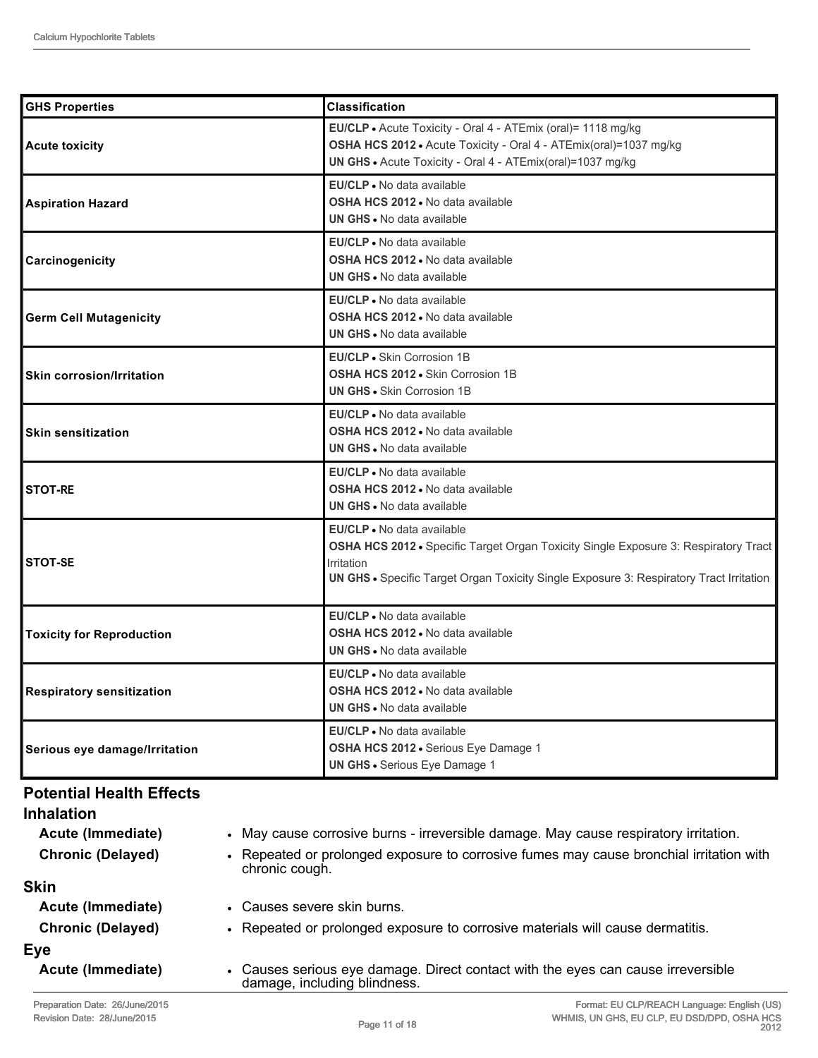| GHS Properties | Classification |
|---|---|
| Acute toxicity | **EU/CLP** • Acute Toxicity - Oral 4 - ATEmix (oral)= 1118 mg/kg<br>**OSHA HCS 2012** • Acute Toxicity - Oral 4 - ATEmix(oral)=1037 mg/kg<br>**UN GHS** • Acute Toxicity - Oral 4 - ATEmix(oral)=1037 mg/kg |
| Aspiration Hazard | **EU/CLP** • No data available<br>**OSHA HCS 2012** • No data available<br>**UN GHS** • No data available |
| Carcinogenicity | **EU/CLP** • No data available<br>**OSHA HCS 2012** • No data available<br>**UN GHS** • No data available |
| Germ Cell Mutagenicity | **EU/CLP** • No data available<br>**OSHA HCS 2012** • No data available<br>**UN GHS** • No data available |
| Skin corrosion/Irritation | **EU/CLP** • Skin Corrosion 1B<br>**OSHA HCS 2012** • Skin Corrosion 1B<br>**UN GHS** • Skin Corrosion 1B |
| Skin sensitization | **EU/CLP** • No data available<br>**OSHA HCS 2012** • No data available<br>**UN GHS** • No data available |
| STOT-RE | **EU/CLP** • No data available<br>**OSHA HCS 2012** • No data available<br>**UN GHS** • No data available |
| STOT-SE | **EU/CLP** • No data available<br>**OSHA HCS 2012** • Specific Target Organ Toxicity Single Exposure 3: Respiratory Tract Irritation<br>**UN GHS** • Specific Target Organ Toxicity Single Exposure 3: Respiratory Tract Irritation |
| Toxicity for Reproduction | **EU/CLP** • No data available<br>**OSHA HCS 2012** • No data available<br>**UN GHS** • No data available |
| Respiratory sensitization | **EU/CLP** • No data available<br>**OSHA HCS 2012** • No data available<br>**UN GHS** • No data available |
| Serious eye damage/Irritation | **EU/CLP** • No data available<br>**OSHA HCS 2012** • Serious Eye Damage 1<br>**UN GHS** • Serious Eye Damage 1 |

## Potential Health Effects

### Inhalation

**Acute (Immediate)**
- May cause corrosive burns - irreversible damage. May cause respiratory irritation.

**Chronic (Delayed)**
- Repeated or prolonged exposure to corrosive fumes may cause bronchial irritation with chronic cough.

### Skin

**Acute (Immediate)**
- Causes severe skin burns.

**Chronic (Delayed)**
- Repeated or prolonged exposure to corrosive materials will cause dermatitis.

### Eye

**Acute (Immediate)**
- Causes serious eye damage. Direct contact with the eyes can cause irreversible damage, including blindness.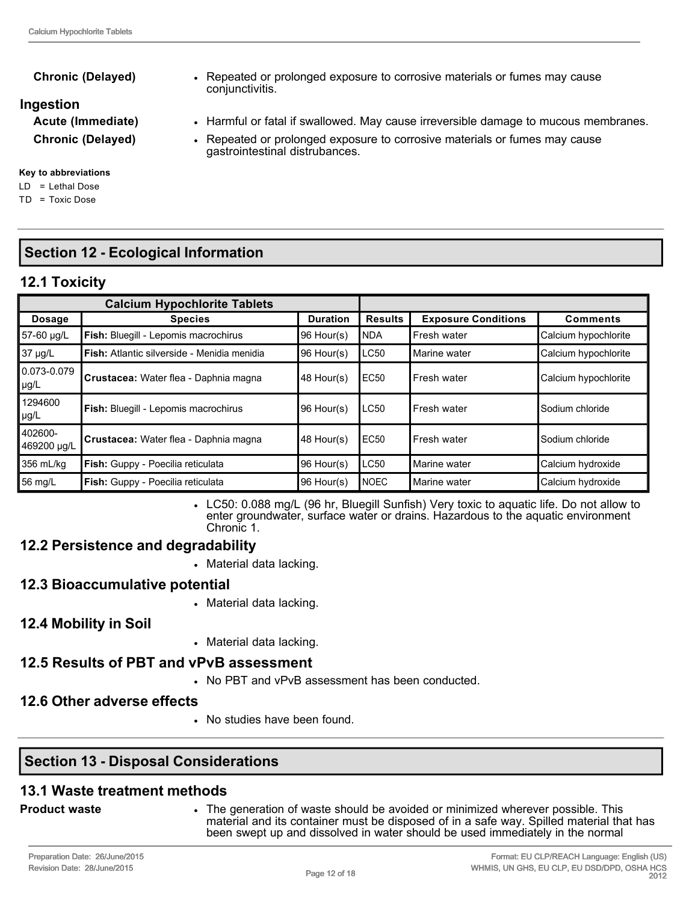| | |
|---|---|
| **Chronic (Delayed)** | • Repeated or prolonged exposure to corrosive materials or fumes may cause conjunctivitis. |

**Ingestion**

| | |
|---|---|
| **Acute (Immediate)** | • Harmful or fatal if swallowed. May cause irreversible damage to mucous membranes. |
| **Chronic (Delayed)** | • Repeated or prolonged exposure to corrosive materials or fumes may cause gastrointestinal distrubances. |

**Key to abbreviations**

LD = Lethal Dose
TD = Toxic Dose

## Section 12 - Ecological Information

### 12.1 Toxicity

| Calcium Hypochlorite Tablets | | | | | |
|---|---|---|---|---|---|
| **Dosage** | **Species** | **Duration** | **Results** | **Exposure Conditions** | **Comments** |
| 57-60 µg/L | **Fish:** Bluegill - Lepomis macrochirus | 96 Hour(s) | NDA | Fresh water | Calcium hypochlorite |
| 37 µg/L | **Fish:** Atlantic silverside - Menidia menidia | 96 Hour(s) | LC50 | Marine water | Calcium hypochlorite |
| 0.073-0.079 µg/L | **Crustacea:** Water flea - Daphnia magna | 48 Hour(s) | EC50 | Fresh water | Calcium hypochlorite |
| 1294600 µg/L | **Fish:** Bluegill - Lepomis macrochirus | 96 Hour(s) | LC50 | Fresh water | Sodium chloride |
| 402600-469200 µg/L | **Crustacea:** Water flea - Daphnia magna | 48 Hour(s) | EC50 | Fresh water | Sodium chloride |
| 356 mL/kg | **Fish:** Guppy - Poecilia reticulata | 96 Hour(s) | LC50 | Marine water | Calcium hydroxide |
| 56 mg/L | **Fish:** Guppy - Poecilia reticulata | 96 Hour(s) | NOEC | Marine water | Calcium hydroxide |

- LC50: 0.088 mg/L (96 hr, Bluegill Sunfish) Very toxic to aquatic life. Do not allow to enter groundwater, surface water or drains. Hazardous to the aquatic environment Chronic 1.

### 12.2 Persistence and degradability

- Material data lacking.

### 12.3 Bioaccumulative potential

- Material data lacking.

### 12.4 Mobility in Soil

- Material data lacking.

### 12.5 Results of PBT and vPvB assessment

- No PBT and vPvB assessment has been conducted.

### 12.6 Other adverse effects

- No studies have been found.

## Section 13 - Disposal Considerations

### 13.1 Waste treatment methods

| | |
|---|---|
| **Product waste** | • The generation of waste should be avoided or minimized wherever possible. This material and its container must be disposed of in a safe way. Spilled material that has been swept up and dissolved in water should be used immediately in the normal |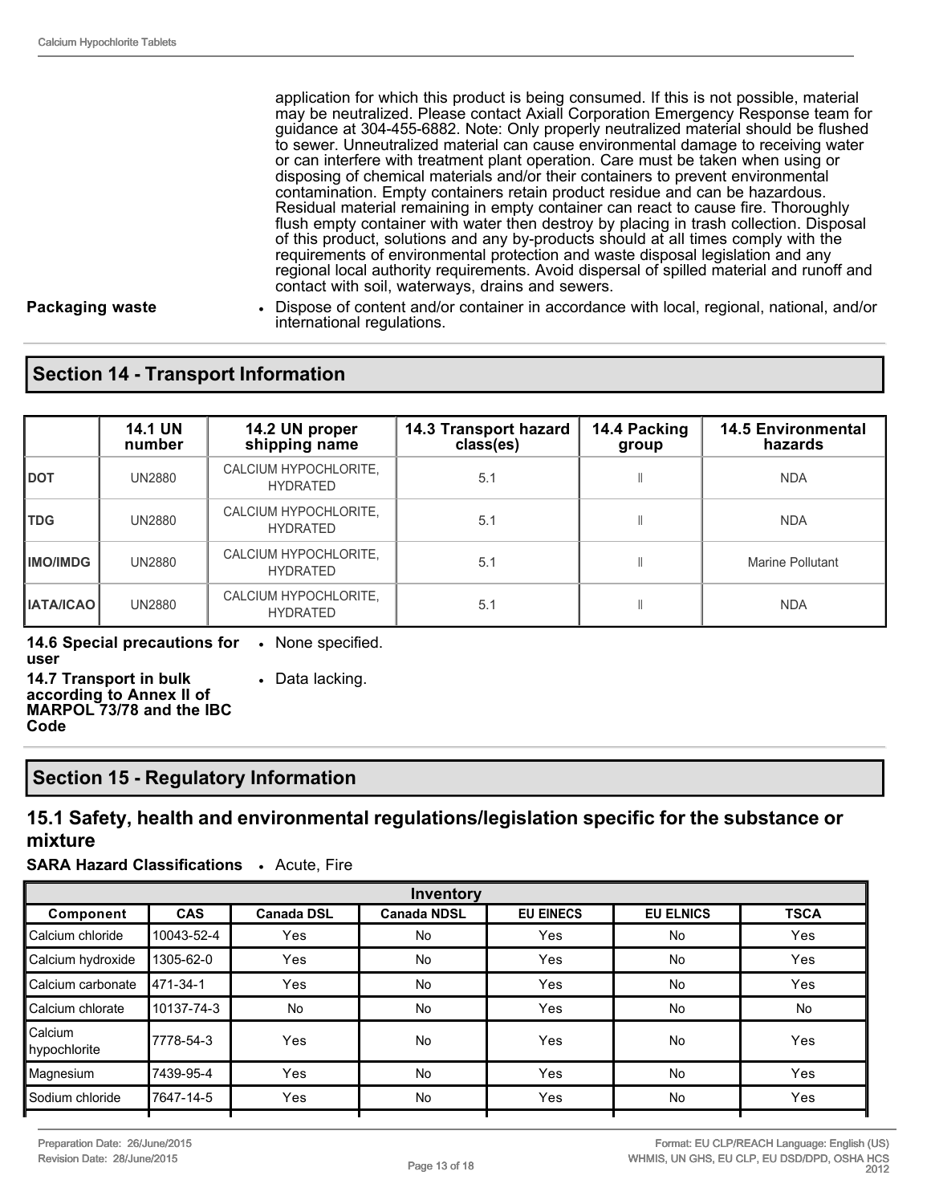application for which this product is being consumed. If this is not possible, material may be neutralized. Please contact Axiall Corporation Emergency Response team for guidance at 304-455-6882. Note: Only properly neutralized material should be flushed to sewer. Unneutralized material can cause environmental damage to receiving water or can interfere with treatment plant operation. Care must be taken when using or disposing of chemical materials and/or their containers to prevent environmental contamination. Empty containers retain product residue and can be hazardous. Residual material remaining in empty container can react to cause fire. Thoroughly flush empty container with water then destroy by placing in trash collection. Disposal of this product, solutions and any by-products should at all times comply with the requirements of environmental protection and waste disposal legislation and any regional local authority requirements. Avoid dispersal of spilled material and runoff and contact with soil, waterways, drains and sewers.

**Packaging waste**
- Dispose of content and/or container in accordance with local, regional, national, and/or international regulations.

## Section 14 - Transport Information

| | 14.1 UN number | 14.2 UN proper shipping name | 14.3 Transport hazard class(es) | 14.4 Packing group | 14.5 Environmental hazards |
|---|---|---|---|---|---|
| **DOT** | UN2880 | CALCIUM HYPOCHLORITE, HYDRATED | 5.1 | II | NDA |
| **TDG** | UN2880 | CALCIUM HYPOCHLORITE, HYDRATED | 5.1 | II | NDA |
| **IMO/IMDG** | UN2880 | CALCIUM HYPOCHLORITE, HYDRATED | 5.1 | II | Marine Pollutant |
| **IATA/ICAO** | UN2880 | CALCIUM HYPOCHLORITE, HYDRATED | 5.1 | II | NDA |

**14.6 Special precautions for user**
- None specified.

**14.7 Transport in bulk according to Annex II of MARPOL 73/78 and the IBC Code**
- Data lacking.

## Section 15 - Regulatory Information

### 15.1 Safety, health and environmental regulations/legislation specific for the substance or mixture

**SARA Hazard Classifications**
- Acute, Fire

| Inventory | | | | | | |
|---|---|---|---|---|---|---|
| **Component** | **CAS** | **Canada DSL** | **Canada NDSL** | **EU EINECS** | **EU ELNICS** | **TSCA** |
| Calcium chloride | 10043-52-4 | Yes | No | Yes | No | Yes |
| Calcium hydroxide | 1305-62-0 | Yes | No | Yes | No | Yes |
| Calcium carbonate | 471-34-1 | Yes | No | Yes | No | Yes |
| Calcium chlorate | 10137-74-3 | No | No | Yes | No | No |
| Calcium hypochlorite | 7778-54-3 | Yes | No | Yes | No | Yes |
| Magnesium | 7439-95-4 | Yes | No | Yes | No | Yes |
| Sodium chloride | 7647-14-5 | Yes | No | Yes | No | Yes |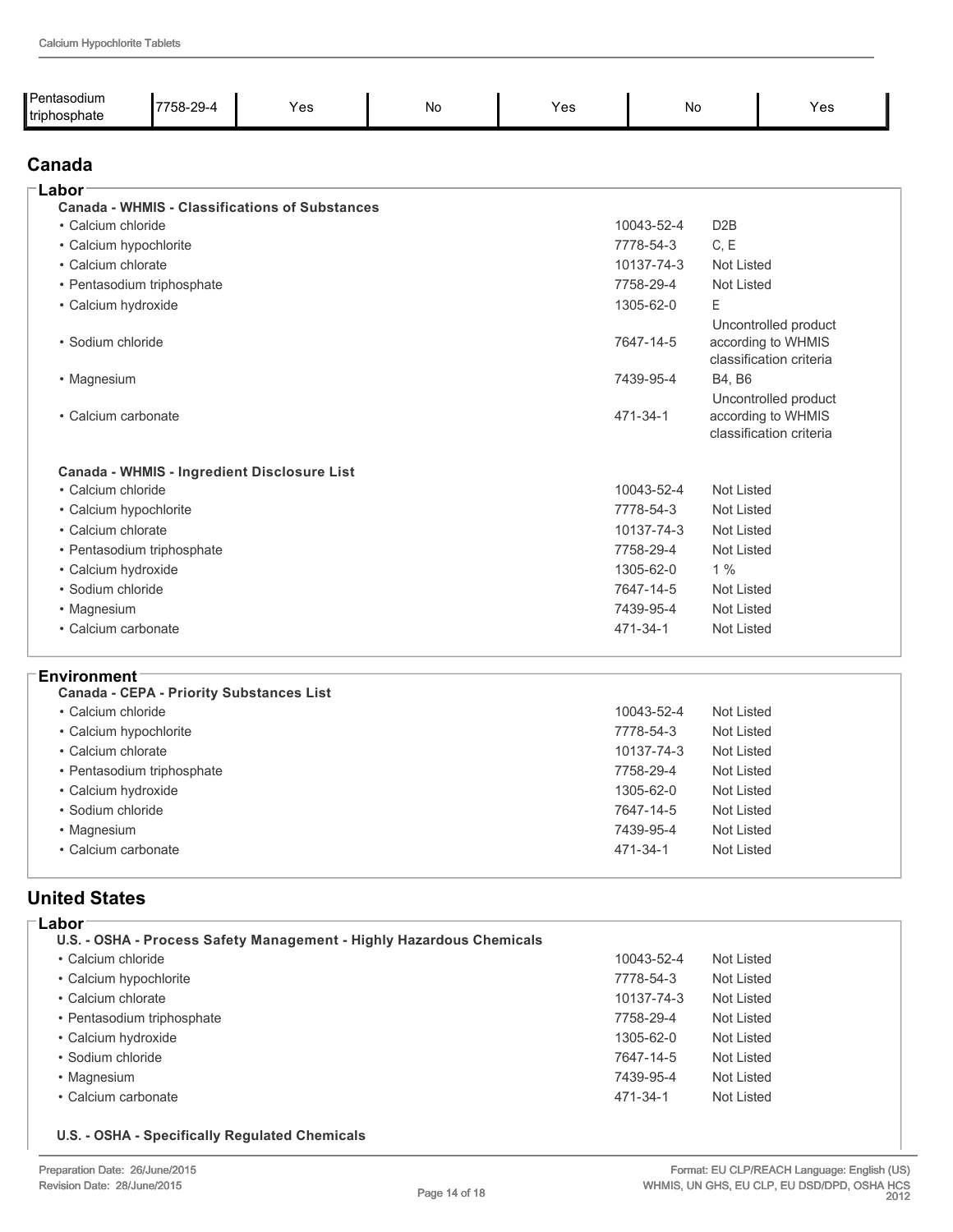| Pentasodium triphosphate | 7758-29-4 | Yes | No | Yes | No | Yes |
|---|---|---|---|---|---|---|

## Canada

### Labor

**Canada - WHMIS - Classifications of Substances**

| Substance | CAS | Classification |
|---|---|---|
| • Calcium chloride | 10043-52-4 | D2B |
| • Calcium hypochlorite | 7778-54-3 | C, E |
| • Calcium chlorate | 10137-74-3 | Not Listed |
| • Pentasodium triphosphate | 7758-29-4 | Not Listed |
| • Calcium hydroxide | 1305-62-0 | E |
| • Sodium chloride | 7647-14-5 | Uncontrolled product according to WHMIS classification criteria |
| • Magnesium | 7439-95-4 | B4, B6 |
| • Calcium carbonate | 471-34-1 | Uncontrolled product according to WHMIS classification criteria |

**Canada - WHMIS - Ingredient Disclosure List**

| Substance | CAS | Status |
|---|---|---|
| • Calcium chloride | 10043-52-4 | Not Listed |
| • Calcium hypochlorite | 7778-54-3 | Not Listed |
| • Calcium chlorate | 10137-74-3 | Not Listed |
| • Pentasodium triphosphate | 7758-29-4 | Not Listed |
| • Calcium hydroxide | 1305-62-0 | 1 % |
| • Sodium chloride | 7647-14-5 | Not Listed |
| • Magnesium | 7439-95-4 | Not Listed |
| • Calcium carbonate | 471-34-1 | Not Listed |

### Environment

**Canada - CEPA - Priority Substances List**

| Substance | CAS | Status |
|---|---|---|
| • Calcium chloride | 10043-52-4 | Not Listed |
| • Calcium hypochlorite | 7778-54-3 | Not Listed |
| • Calcium chlorate | 10137-74-3 | Not Listed |
| • Pentasodium triphosphate | 7758-29-4 | Not Listed |
| • Calcium hydroxide | 1305-62-0 | Not Listed |
| • Sodium chloride | 7647-14-5 | Not Listed |
| • Magnesium | 7439-95-4 | Not Listed |
| • Calcium carbonate | 471-34-1 | Not Listed |

## United States

### Labor

**U.S. - OSHA - Process Safety Management - Highly Hazardous Chemicals**

| Substance | CAS | Status |
|---|---|---|
| • Calcium chloride | 10043-52-4 | Not Listed |
| • Calcium hypochlorite | 7778-54-3 | Not Listed |
| • Calcium chlorate | 10137-74-3 | Not Listed |
| • Pentasodium triphosphate | 7758-29-4 | Not Listed |
| • Calcium hydroxide | 1305-62-0 | Not Listed |
| • Sodium chloride | 7647-14-5 | Not Listed |
| • Magnesium | 7439-95-4 | Not Listed |
| • Calcium carbonate | 471-34-1 | Not Listed |

**U.S. - OSHA - Specifically Regulated Chemicals**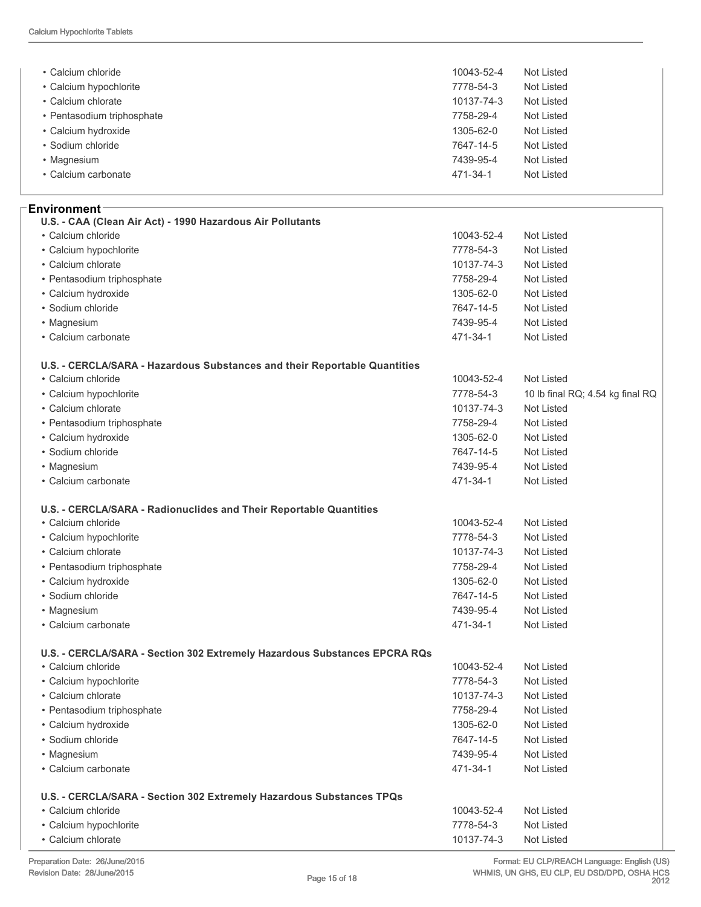| | | |
|---|---|---|
| • Calcium chloride | 10043-52-4 | Not Listed |
| • Calcium hypochlorite | 7778-54-3 | Not Listed |
| • Calcium chlorate | 10137-74-3 | Not Listed |
| • Pentasodium triphosphate | 7758-29-4 | Not Listed |
| • Calcium hydroxide | 1305-62-0 | Not Listed |
| • Sodium chloride | 7647-14-5 | Not Listed |
| • Magnesium | 7439-95-4 | Not Listed |
| • Calcium carbonate | 471-34-1 | Not Listed |

## Environment

**U.S. - CAA (Clean Air Act) - 1990 Hazardous Air Pollutants**

| | | |
|---|---|---|
| • Calcium chloride | 10043-52-4 | Not Listed |
| • Calcium hypochlorite | 7778-54-3 | Not Listed |
| • Calcium chlorate | 10137-74-3 | Not Listed |
| • Pentasodium triphosphate | 7758-29-4 | Not Listed |
| • Calcium hydroxide | 1305-62-0 | Not Listed |
| • Sodium chloride | 7647-14-5 | Not Listed |
| • Magnesium | 7439-95-4 | Not Listed |
| • Calcium carbonate | 471-34-1 | Not Listed |

**U.S. - CERCLA/SARA - Hazardous Substances and their Reportable Quantities**

| | | |
|---|---|---|
| • Calcium chloride | 10043-52-4 | Not Listed |
| • Calcium hypochlorite | 7778-54-3 | 10 lb final RQ; 4.54 kg final RQ |
| • Calcium chlorate | 10137-74-3 | Not Listed |
| • Pentasodium triphosphate | 7758-29-4 | Not Listed |
| • Calcium hydroxide | 1305-62-0 | Not Listed |
| • Sodium chloride | 7647-14-5 | Not Listed |
| • Magnesium | 7439-95-4 | Not Listed |
| • Calcium carbonate | 471-34-1 | Not Listed |

**U.S. - CERCLA/SARA - Radionuclides and Their Reportable Quantities**

| | | |
|---|---|---|
| • Calcium chloride | 10043-52-4 | Not Listed |
| • Calcium hypochlorite | 7778-54-3 | Not Listed |
| • Calcium chlorate | 10137-74-3 | Not Listed |
| • Pentasodium triphosphate | 7758-29-4 | Not Listed |
| • Calcium hydroxide | 1305-62-0 | Not Listed |
| • Sodium chloride | 7647-14-5 | Not Listed |
| • Magnesium | 7439-95-4 | Not Listed |
| • Calcium carbonate | 471-34-1 | Not Listed |

**U.S. - CERCLA/SARA - Section 302 Extremely Hazardous Substances EPCRA RQs**

| | | |
|---|---|---|
| • Calcium chloride | 10043-52-4 | Not Listed |
| • Calcium hypochlorite | 7778-54-3 | Not Listed |
| • Calcium chlorate | 10137-74-3 | Not Listed |
| • Pentasodium triphosphate | 7758-29-4 | Not Listed |
| • Calcium hydroxide | 1305-62-0 | Not Listed |
| • Sodium chloride | 7647-14-5 | Not Listed |
| • Magnesium | 7439-95-4 | Not Listed |
| • Calcium carbonate | 471-34-1 | Not Listed |

**U.S. - CERCLA/SARA - Section 302 Extremely Hazardous Substances TPQs**

| | | |
|---|---|---|
| • Calcium chloride | 10043-52-4 | Not Listed |
| • Calcium hypochlorite | 7778-54-3 | Not Listed |
| • Calcium chlorate | 10137-74-3 | Not Listed |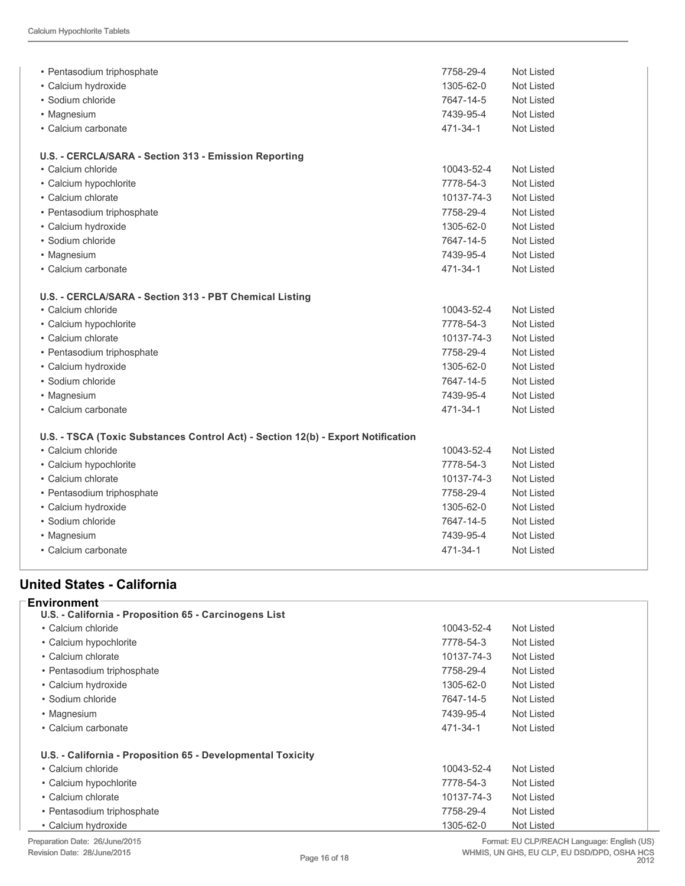| | | |
|---|---|---|
| • Pentasodium triphosphate | 7758-29-4 | Not Listed |
| • Calcium hydroxide | 1305-62-0 | Not Listed |
| • Sodium chloride | 7647-14-5 | Not Listed |
| • Magnesium | 7439-95-4 | Not Listed |
| • Calcium carbonate | 471-34-1 | Not Listed |

**U.S. - CERCLA/SARA - Section 313 - Emission Reporting**

| | | |
|---|---|---|
| • Calcium chloride | 10043-52-4 | Not Listed |
| • Calcium hypochlorite | 7778-54-3 | Not Listed |
| • Calcium chlorate | 10137-74-3 | Not Listed |
| • Pentasodium triphosphate | 7758-29-4 | Not Listed |
| • Calcium hydroxide | 1305-62-0 | Not Listed |
| • Sodium chloride | 7647-14-5 | Not Listed |
| • Magnesium | 7439-95-4 | Not Listed |
| • Calcium carbonate | 471-34-1 | Not Listed |

**U.S. - CERCLA/SARA - Section 313 - PBT Chemical Listing**

| | | |
|---|---|---|
| • Calcium chloride | 10043-52-4 | Not Listed |
| • Calcium hypochlorite | 7778-54-3 | Not Listed |
| • Calcium chlorate | 10137-74-3 | Not Listed |
| • Pentasodium triphosphate | 7758-29-4 | Not Listed |
| • Calcium hydroxide | 1305-62-0 | Not Listed |
| • Sodium chloride | 7647-14-5 | Not Listed |
| • Magnesium | 7439-95-4 | Not Listed |
| • Calcium carbonate | 471-34-1 | Not Listed |

**U.S. - TSCA (Toxic Substances Control Act) - Section 12(b) - Export Notification**

| | | |
|---|---|---|
| • Calcium chloride | 10043-52-4 | Not Listed |
| • Calcium hypochlorite | 7778-54-3 | Not Listed |
| • Calcium chlorate | 10137-74-3 | Not Listed |
| • Pentasodium triphosphate | 7758-29-4 | Not Listed |
| • Calcium hydroxide | 1305-62-0 | Not Listed |
| • Sodium chloride | 7647-14-5 | Not Listed |
| • Magnesium | 7439-95-4 | Not Listed |
| • Calcium carbonate | 471-34-1 | Not Listed |

## United States - California

### Environment

**U.S. - California - Proposition 65 - Carcinogens List**

| | | |
|---|---|---|
| • Calcium chloride | 10043-52-4 | Not Listed |
| • Calcium hypochlorite | 7778-54-3 | Not Listed |
| • Calcium chlorate | 10137-74-3 | Not Listed |
| • Pentasodium triphosphate | 7758-29-4 | Not Listed |
| • Calcium hydroxide | 1305-62-0 | Not Listed |
| • Sodium chloride | 7647-14-5 | Not Listed |
| • Magnesium | 7439-95-4 | Not Listed |
| • Calcium carbonate | 471-34-1 | Not Listed |

**U.S. - California - Proposition 65 - Developmental Toxicity**

| | | |
|---|---|---|
| • Calcium chloride | 10043-52-4 | Not Listed |
| • Calcium hypochlorite | 7778-54-3 | Not Listed |
| • Calcium chlorate | 10137-74-3 | Not Listed |
| • Pentasodium triphosphate | 7758-29-4 | Not Listed |
| • Calcium hydroxide | 1305-62-0 | Not Listed |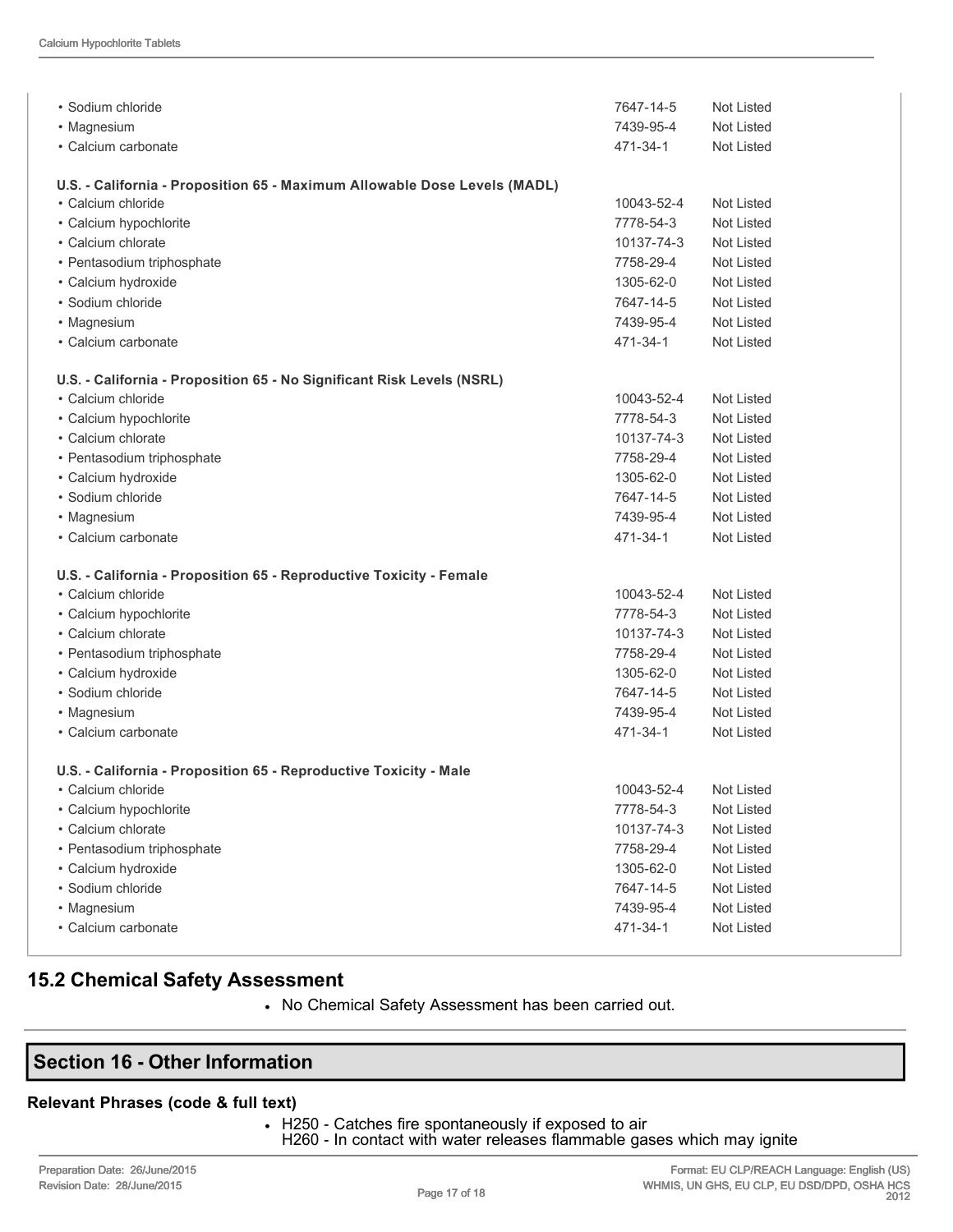| | | |
|---|---|---|
| • Sodium chloride | 7647-14-5 | Not Listed |
| • Magnesium | 7439-95-4 | Not Listed |
| • Calcium carbonate | 471-34-1 | Not Listed |

**U.S. - California - Proposition 65 - Maximum Allowable Dose Levels (MADL)**

| | | |
|---|---|---|
| • Calcium chloride | 10043-52-4 | Not Listed |
| • Calcium hypochlorite | 7778-54-3 | Not Listed |
| • Calcium chlorate | 10137-74-3 | Not Listed |
| • Pentasodium triphosphate | 7758-29-4 | Not Listed |
| • Calcium hydroxide | 1305-62-0 | Not Listed |
| • Sodium chloride | 7647-14-5 | Not Listed |
| • Magnesium | 7439-95-4 | Not Listed |
| • Calcium carbonate | 471-34-1 | Not Listed |

**U.S. - California - Proposition 65 - No Significant Risk Levels (NSRL)**

| | | |
|---|---|---|
| • Calcium chloride | 10043-52-4 | Not Listed |
| • Calcium hypochlorite | 7778-54-3 | Not Listed |
| • Calcium chlorate | 10137-74-3 | Not Listed |
| • Pentasodium triphosphate | 7758-29-4 | Not Listed |
| • Calcium hydroxide | 1305-62-0 | Not Listed |
| • Sodium chloride | 7647-14-5 | Not Listed |
| • Magnesium | 7439-95-4 | Not Listed |
| • Calcium carbonate | 471-34-1 | Not Listed |

**U.S. - California - Proposition 65 - Reproductive Toxicity - Female**

| | | |
|---|---|---|
| • Calcium chloride | 10043-52-4 | Not Listed |
| • Calcium hypochlorite | 7778-54-3 | Not Listed |
| • Calcium chlorate | 10137-74-3 | Not Listed |
| • Pentasodium triphosphate | 7758-29-4 | Not Listed |
| • Calcium hydroxide | 1305-62-0 | Not Listed |
| • Sodium chloride | 7647-14-5 | Not Listed |
| • Magnesium | 7439-95-4 | Not Listed |
| • Calcium carbonate | 471-34-1 | Not Listed |

**U.S. - California - Proposition 65 - Reproductive Toxicity - Male**

| | | |
|---|---|---|
| • Calcium chloride | 10043-52-4 | Not Listed |
| • Calcium hypochlorite | 7778-54-3 | Not Listed |
| • Calcium chlorate | 10137-74-3 | Not Listed |
| • Pentasodium triphosphate | 7758-29-4 | Not Listed |
| • Calcium hydroxide | 1305-62-0 | Not Listed |
| • Sodium chloride | 7647-14-5 | Not Listed |
| • Magnesium | 7439-95-4 | Not Listed |
| • Calcium carbonate | 471-34-1 | Not Listed |

## 15.2 Chemical Safety Assessment

- No Chemical Safety Assessment has been carried out.

## Section 16 - Other Information

**Relevant Phrases (code & full text)**

- H250 - Catches fire spontaneously if exposed to air
  H260 - In contact with water releases flammable gases which may ignite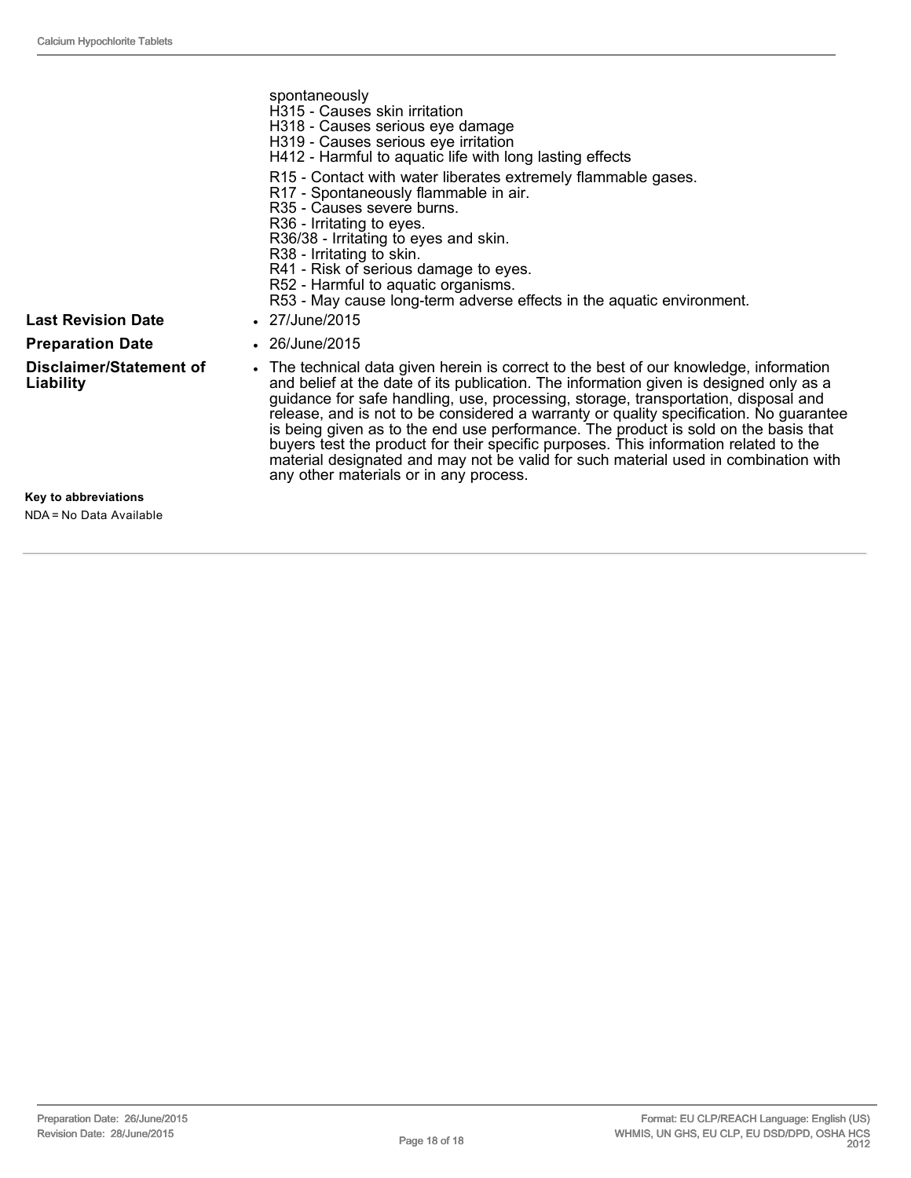spontaneously
H315 - Causes skin irritation
H318 - Causes serious eye damage
H319 - Causes serious eye irritation
H412 - Harmful to aquatic life with long lasting effects

R15 - Contact with water liberates extremely flammable gases.
R17 - Spontaneously flammable in air.
R35 - Causes severe burns.
R36 - Irritating to eyes.
R36/38 - Irritating to eyes and skin.
R38 - Irritating to skin.
R41 - Risk of serious damage to eyes.
R52 - Harmful to aquatic organisms.
R53 - May cause long-term adverse effects in the aquatic environment.

**Last Revision Date**
- 27/June/2015

**Preparation Date**
- 26/June/2015

**Disclaimer/Statement of Liability**
- The technical data given herein is correct to the best of our knowledge, information and belief at the date of its publication. The information given is designed only as a guidance for safe handling, use, processing, storage, transportation, disposal and release, and is not to be considered a warranty or quality specification. No guarantee is being given as to the end use performance. The product is sold on the basis that buyers test the product for their specific purposes. This information related to the material designated and may not be valid for such material used in combination with any other materials or in any process.

**Key to abbreviations**

NDA = No Data Available